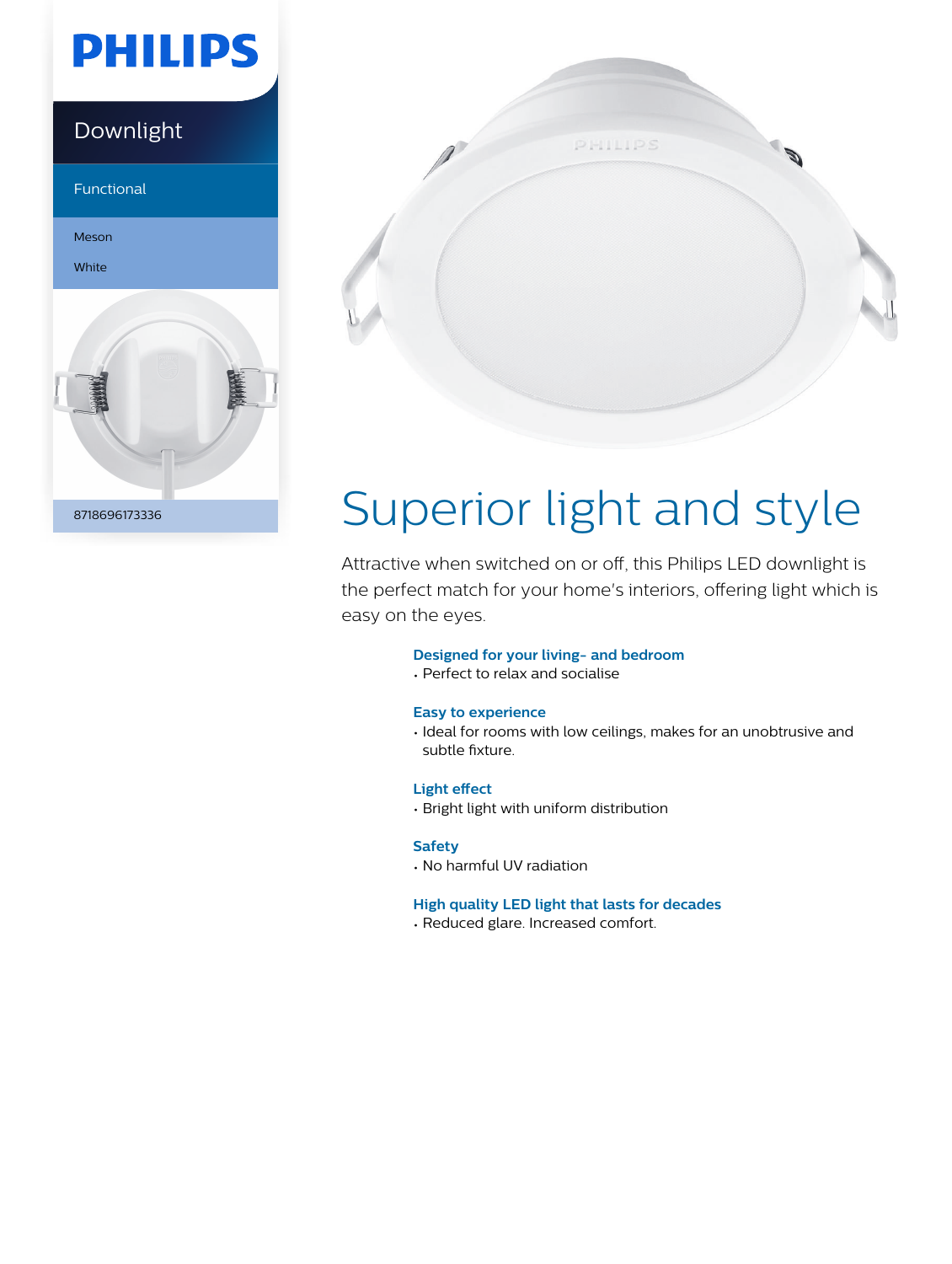PHILIPS

Downlight

Functional

Meson

White

8718696173336

# Superior light and style

Attractive when switched on or off, this Philips LED downlight is the perfect match for your home's interiors, offering light which is easy on the eyes.

**Designed for your living- and bedroom**

- Perfect to relax and socialise

**Easy to experience**

- Ideal for rooms with low ceilings, makes for an unobtrusive and subtle fixture.

**Light effect**

- Bright light with uniform distribution

**Safety**

- No harmful UV radiation

**High quality LED light that lasts for decades**

- Reduced glare. Increased comfort.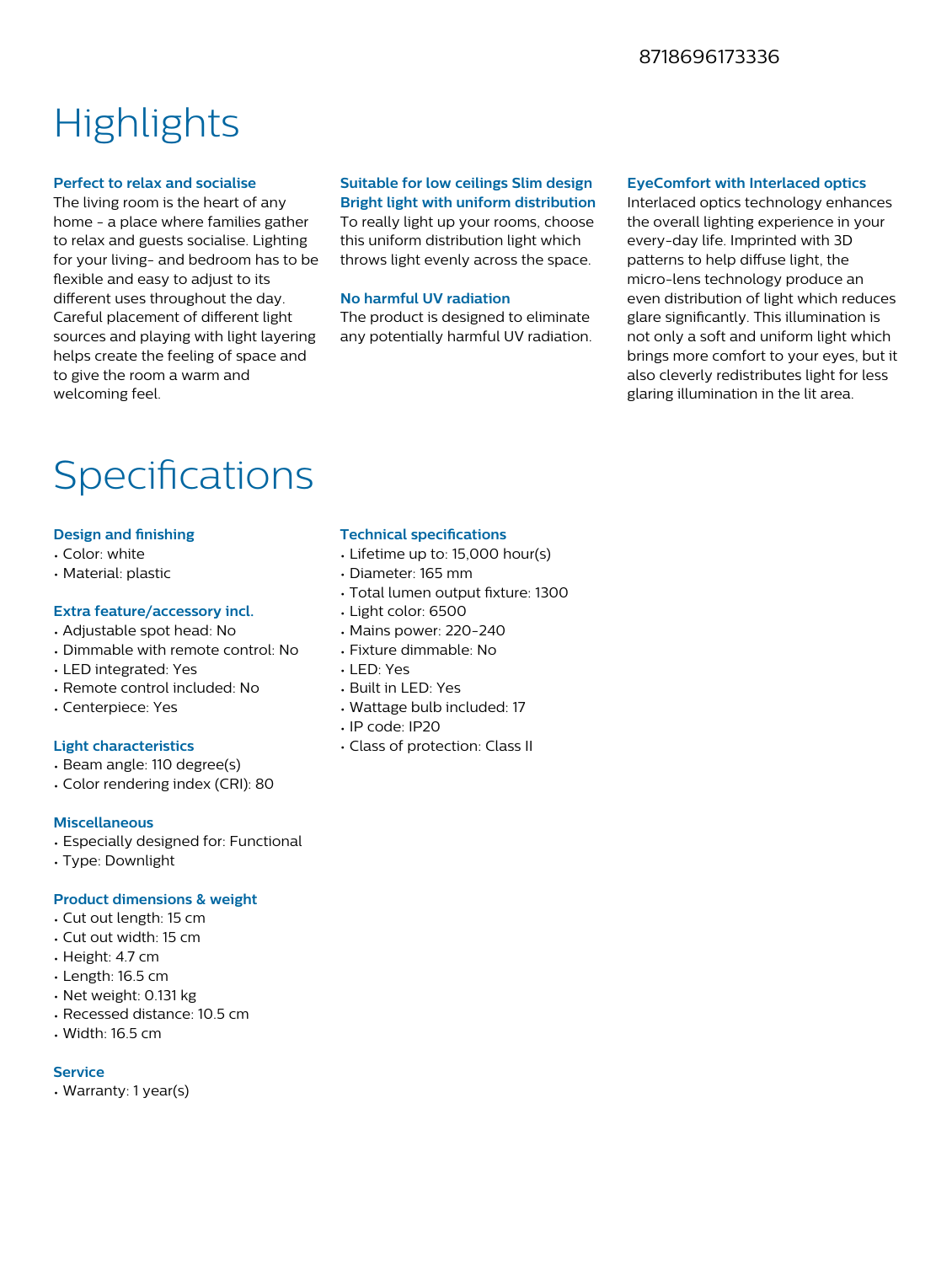8718696173336

# Highlights

### Perfect to relax and socialise

The living room is the heart of any home - a place where families gather to relax and guests socialise. Lighting for your living- and bedroom has to be flexible and easy to adjust to its different uses throughout the day. Careful placement of different light sources and playing with light layering helps create the feeling of space and to give the room a warm and welcoming feel.

### Suitable for low ceilings Slim design Bright light with uniform distribution

To really light up your rooms, choose this uniform distribution light which throws light evenly across the space.

### No harmful UV radiation

The product is designed to eliminate any potentially harmful UV radiation.

### EyeComfort with Interlaced optics

Interlaced optics technology enhances the overall lighting experience in your every-day life. Imprinted with 3D patterns to help diffuse light, the micro-lens technology produce an even distribution of light which reduces glare significantly. This illumination is not only a soft and uniform light which brings more comfort to your eyes, but it also cleverly redistributes light for less glaring illumination in the lit area.

# Specifications

### Design and finishing

- Color: white
- Material: plastic

### Extra feature/accessory incl.

- Adjustable spot head: No
- Dimmable with remote control: No
- LED integrated: Yes
- Remote control included: No
- Centerpiece: Yes

### Light characteristics

- Beam angle: 110 degree(s)
- Color rendering index (CRI): 80

### Miscellaneous

- Especially designed for: Functional
- Type: Downlight

### Product dimensions & weight

- Cut out length: 15 cm
- Cut out width: 15 cm
- Height: 4.7 cm
- Length: 16.5 cm
- Net weight: 0.131 kg
- Recessed distance: 10.5 cm
- Width: 16.5 cm

### Service

- Warranty: 1 year(s)

### Technical specifications

- Lifetime up to: 15,000 hour(s)
- Diameter: 165 mm
- Total lumen output fixture: 1300
- Light color: 6500
- Mains power: 220-240
- Fixture dimmable: No
- LED: Yes
- Built in LED: Yes
- Wattage bulb included: 17
- IP code: IP20
- Class of protection: Class II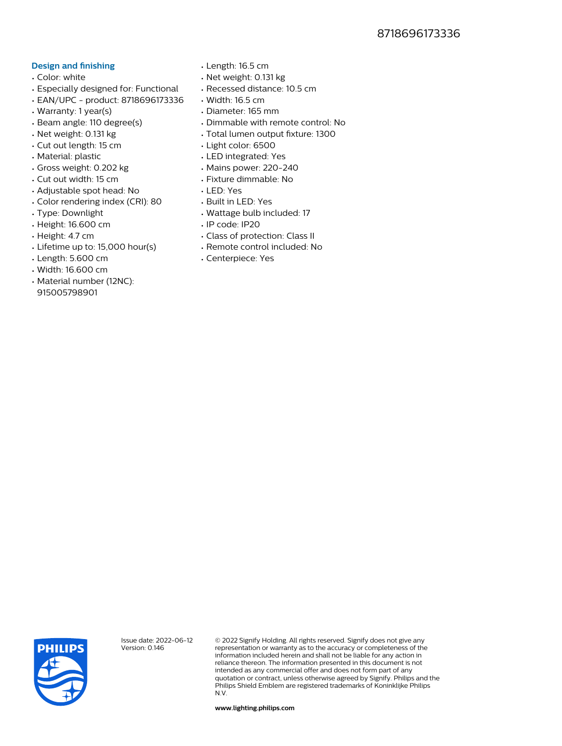## Design and finishing

- Color: white
- Especially designed for: Functional
- EAN/UPC - product: 8718696173336
- Warranty: 1 year(s)
- Beam angle: 110 degree(s)
- Net weight: 0.131 kg
- Cut out length: 15 cm
- Material: plastic
- Gross weight: 0.202 kg
- Cut out width: 15 cm
- Adjustable spot head: No
- Color rendering index (CRI): 80
- Type: Downlight
- Height: 16.600 cm
- Height: 4.7 cm
- Lifetime up to: 15,000 hour(s)
- Length: 5.600 cm
- Width: 16.600 cm
- Material number (12NC): 915005798901
- Length: 16.5 cm
- Net weight: 0.131 kg
- Recessed distance: 10.5 cm
- Width: 16.5 cm
- Diameter: 165 mm
- Dimmable with remote control: No
- Total lumen output fixture: 1300
- Light color: 6500
- LED integrated: Yes
- Mains power: 220-240
- Fixture dimmable: No
- LED: Yes
- Built in LED: Yes
- Wattage bulb included: 17
- IP code: IP20
- Class of protection: Class II
- Remote control included: No
- Centerpiece: Yes

Issue date: 2022-06-12
Version: 0.146

© 2022 Signify Holding. All rights reserved. Signify does not give any representation or warranty as to the accuracy or completeness of the information included herein and shall not be liable for any action in reliance thereon. The information presented in this document is not intended as any commercial offer and does not form part of any quotation or contract, unless otherwise agreed by Signify. Philips and the Philips Shield Emblem are registered trademarks of Koninklijke Philips N.V.

**www.lighting.philips.com**